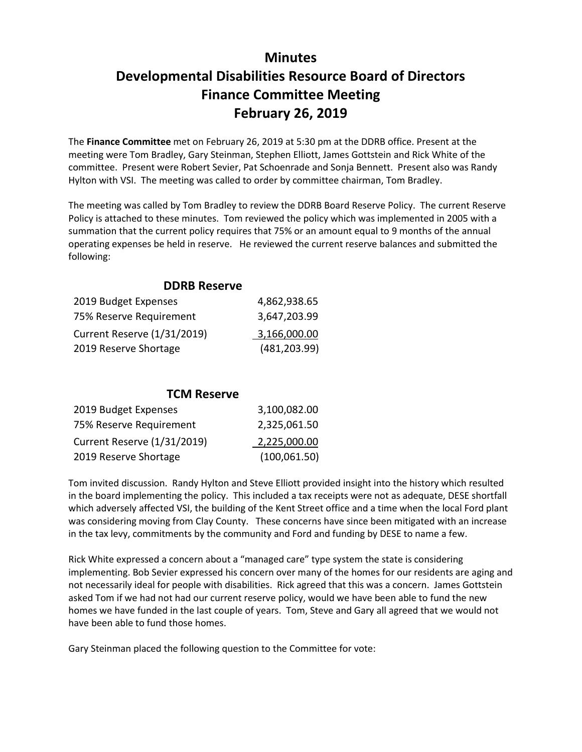# Minutes
# Developmental Disabilities Resource Board of Directors
# Finance Committee Meeting
# February 26, 2019

The **Finance Committee** met on February 26, 2019 at 5:30 pm at the DDRB office. Present at the meeting were Tom Bradley, Gary Steinman, Stephen Elliott, James Gottstein and Rick White of the committee. Present were Robert Sevier, Pat Schoenrade and Sonja Bennett. Present also was Randy Hylton with VSI. The meeting was called to order by committee chairman, Tom Bradley.

The meeting was called by Tom Bradley to review the DDRB Board Reserve Policy. The current Reserve Policy is attached to these minutes. Tom reviewed the policy which was implemented in 2005 with a summation that the current policy requires that 75% or an amount equal to 9 months of the annual operating expenses be held in reserve. He reviewed the current reserve balances and submitted the following:

| **DDRB Reserve** | |
|---|---|
| 2019 Budget Expenses | 4,862,938.65 |
| 75% Reserve Requirement | 3,647,203.99 |
| Current Reserve (1/31/2019) | 3,166,000.00 |
| 2019 Reserve Shortage | (481,203.99) |

| **TCM Reserve** | |
|---|---|
| 2019 Budget Expenses | 3,100,082.00 |
| 75% Reserve Requirement | 2,325,061.50 |
| Current Reserve (1/31/2019) | 2,225,000.00 |
| 2019 Reserve Shortage | (100,061.50) |

Tom invited discussion. Randy Hylton and Steve Elliott provided insight into the history which resulted in the board implementing the policy. This included a tax receipts were not as adequate, DESE shortfall which adversely affected VSI, the building of the Kent Street office and a time when the local Ford plant was considering moving from Clay County. These concerns have since been mitigated with an increase in the tax levy, commitments by the community and Ford and funding by DESE to name a few.

Rick White expressed a concern about a "managed care" type system the state is considering implementing. Bob Sevier expressed his concern over many of the homes for our residents are aging and not necessarily ideal for people with disabilities. Rick agreed that this was a concern. James Gottstein asked Tom if we had not had our current reserve policy, would we have been able to fund the new homes we have funded in the last couple of years. Tom, Steve and Gary all agreed that we would not have been able to fund those homes.

Gary Steinman placed the following question to the Committee for vote: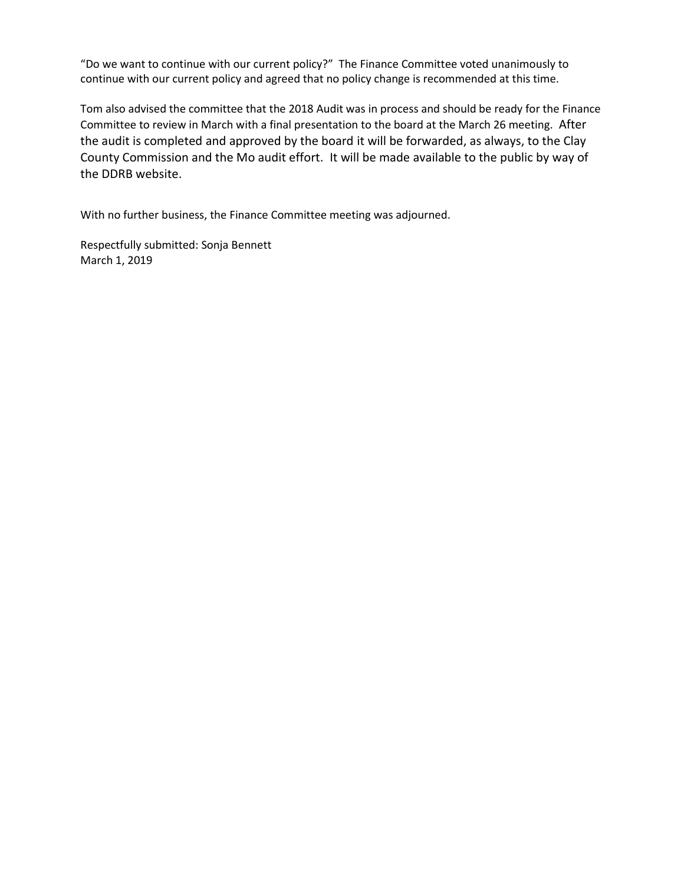"Do we want to continue with our current policy?" The Finance Committee voted unanimously to continue with our current policy and agreed that no policy change is recommended at this time.

Tom also advised the committee that the 2018 Audit was in process and should be ready for the Finance Committee to review in March with a final presentation to the board at the March 26 meeting. After the audit is completed and approved by the board it will be forwarded, as always, to the Clay County Commission and the Mo audit effort. It will be made available to the public by way of the DDRB website.

With no further business, the Finance Committee meeting was adjourned.

Respectfully submitted: Sonja Bennett
March 1, 2019